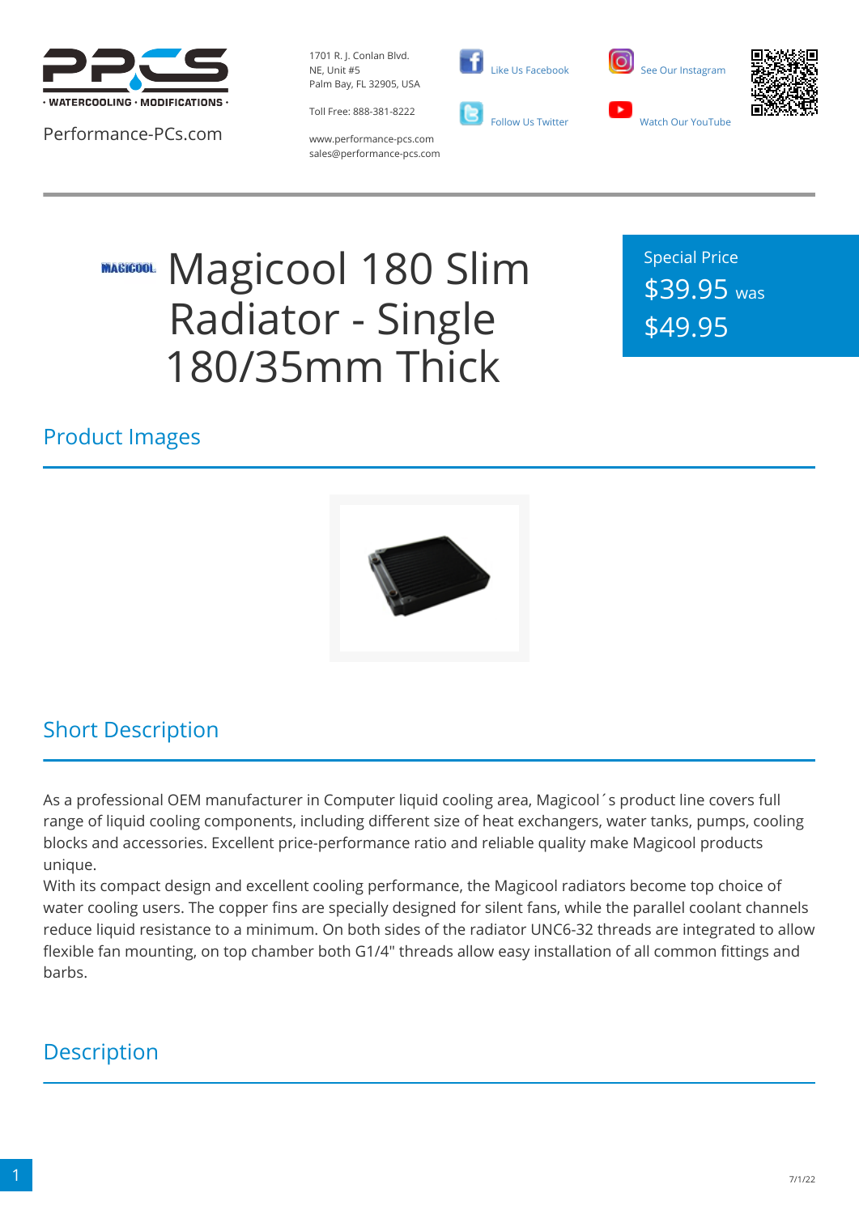Performance-PCs.com

1701 R. J. Conlan Blvd. NE, Unit #5
Palm Bay, FL 32905, USA

Toll Free: 888-381-8222

www.performance-pcs.com
sales@performance-pcs.com

Like Us Facebook | See Our Instagram
Follow Us Twitter | Watch Our YouTube

# Magicool 180 Slim Radiator - Single 180/35mm Thick

Special Price
$39.95 was
$49.95

## Product Images

## Short Description

As a professional OEM manufacturer in Computer liquid cooling area, Magicool´s product line covers full range of liquid cooling components, including different size of heat exchangers, water tanks, pumps, cooling blocks and accessories. Excellent price-performance ratio and reliable quality make Magicool products unique.
With its compact design and excellent cooling performance, the Magicool radiators become top choice of water cooling users. The copper fins are specially designed for silent fans, while the parallel coolant channels reduce liquid resistance to a minimum. On both sides of the radiator UNC6-32 threads are integrated to allow flexible fan mounting, on top chamber both G1/4" threads allow easy installation of all common fittings and barbs.

## Description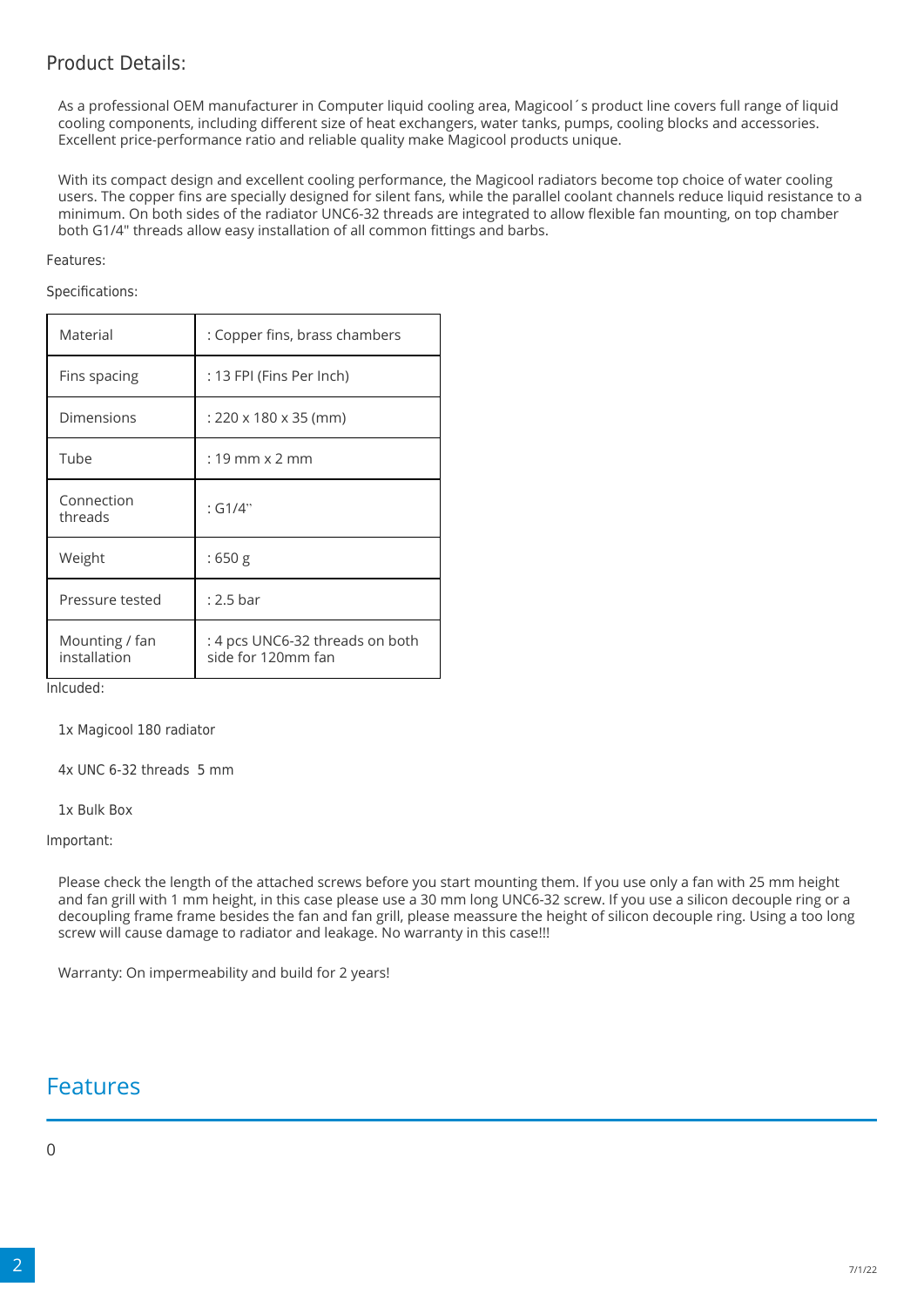## Product Details:

As a professional OEM manufacturer in Computer liquid cooling area, Magicool´s product line covers full range of liquid cooling components, including different size of heat exchangers, water tanks, pumps, cooling blocks and accessories. Excellent price-performance ratio and reliable quality make Magicool products unique.

With its compact design and excellent cooling performance, the Magicool radiators become top choice of water cooling users. The copper fins are specially designed for silent fans, while the parallel coolant channels reduce liquid resistance to a minimum. On both sides of the radiator UNC6-32 threads are integrated to allow flexible fan mounting, on top chamber both G1/4" threads allow easy installation of all common fittings and barbs.

Features:

Specifications:

| Material | : Copper fins, brass chambers |
|---|---|
| Fins spacing | : 13 FPI (Fins Per Inch) |
| Dimensions | : 220 x 180 x 35 (mm) |
| Tube | : 19 mm x 2 mm |
| Connection threads | : G1/4`` |
| Weight | : 650 g |
| Pressure tested | : 2.5 bar |
| Mounting / fan installation | : 4 pcs UNC6-32 threads on both side for 120mm fan |

Inlcuded:

1x Magicool 180 radiator

4x UNC 6-32 threads  5 mm

1x Bulk Box

Important:

Please check the length of the attached screws before you start mounting them. If you use only a fan with 25 mm height and fan grill with 1 mm height, in this case please use a 30 mm long UNC6-32 screw. If you use a silicon decouple ring or a decoupling frame frame besides the fan and fan grill, please meassure the height of silicon decouple ring. Using a too long screw will cause damage to radiator and leakage. No warranty in this case!!!

Warranty: On impermeability and build for 2 years!

## Features

0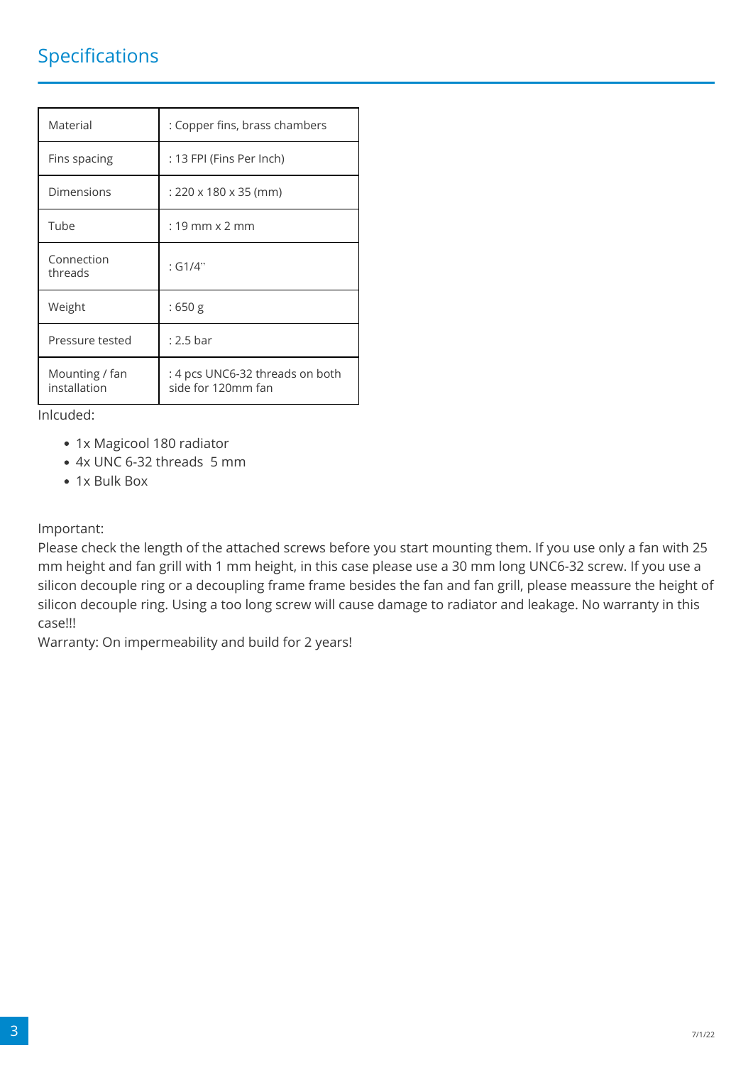## Specifications

| | |
|---|---|
| Material | : Copper fins, brass chambers |
| Fins spacing | : 13 FPI (Fins Per Inch) |
| Dimensions | : 220 x 180 x 35 (mm) |
| Tube | : 19 mm x 2 mm |
| Connection threads | : G1/4" |
| Weight | : 650 g |
| Pressure tested | : 2.5 bar |
| Mounting / fan installation | : 4 pcs UNC6-32 threads on both side for 120mm fan |

Inlcuded:

- 1x Magicool 180 radiator
- 4x UNC 6-32 threads 5 mm
- 1x Bulk Box

Important:
Please check the length of the attached screws before you start mounting them. If you use only a fan with 25 mm height and fan grill with 1 mm height, in this case please use a 30 mm long UNC6-32 screw. If you use a silicon decouple ring or a decoupling frame frame besides the fan and fan grill, please meassure the height of silicon decouple ring. Using a too long screw will cause damage to radiator and leakage. No warranty in this case!!!
Warranty: On impermeability and build for 2 years!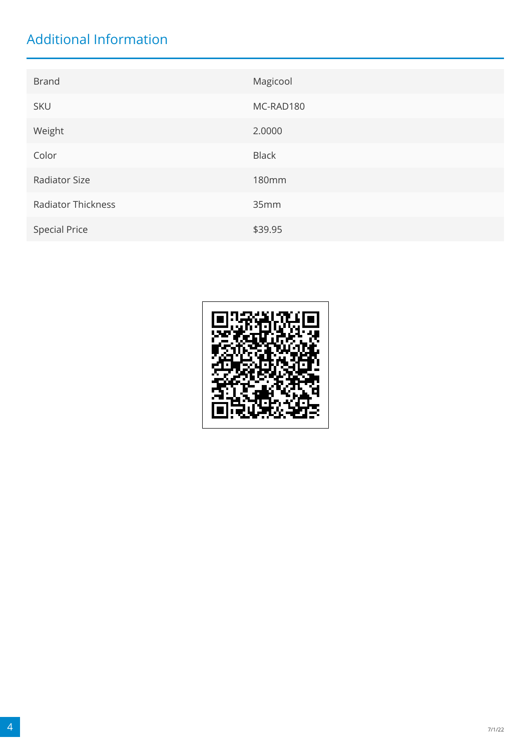## Additional Information

| | |
|---|---|
| Brand | Magicool |
| SKU | MC-RAD180 |
| Weight | 2.0000 |
| Color | Black |
| Radiator Size | 180mm |
| Radiator Thickness | 35mm |
| Special Price | $39.95 |